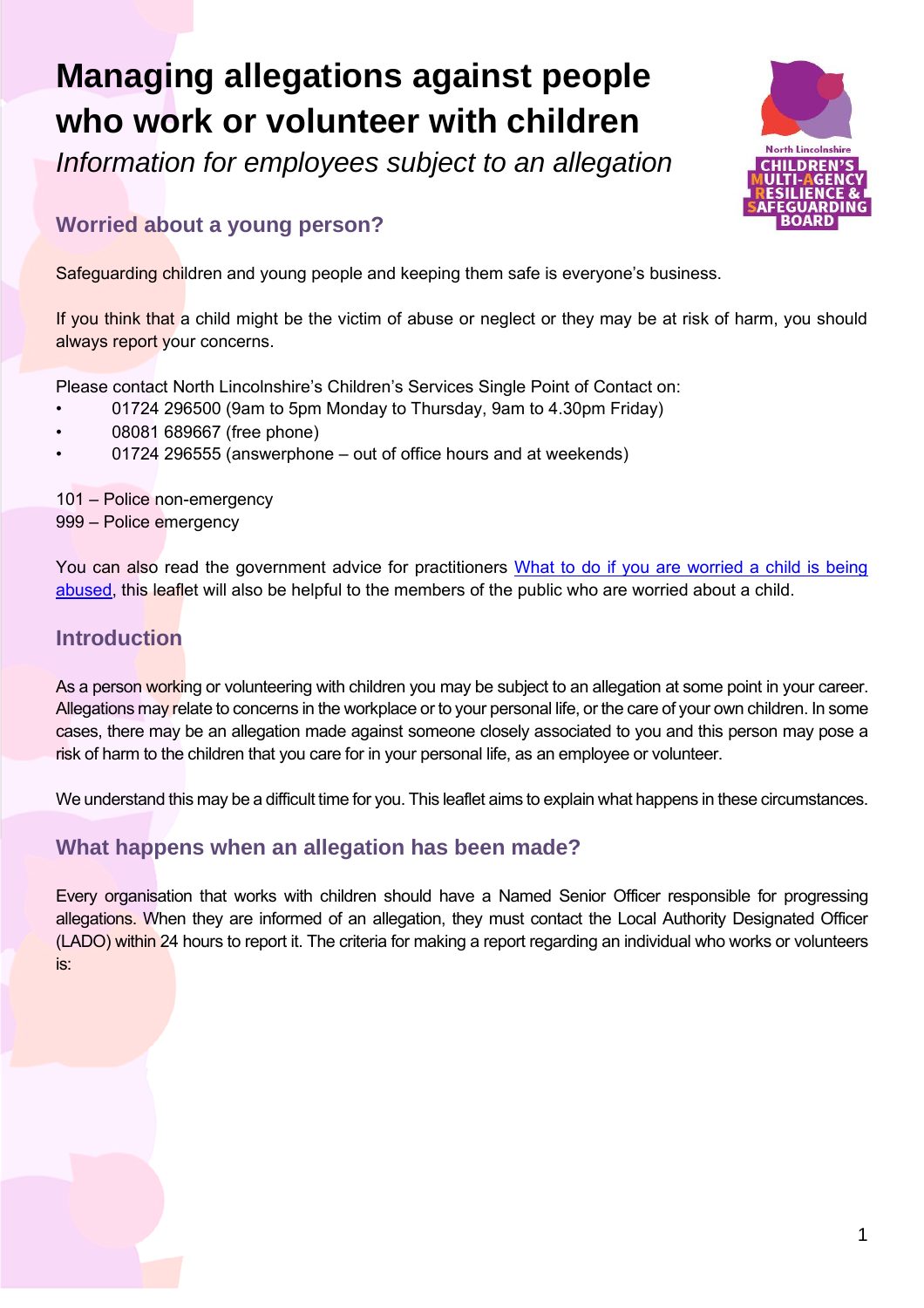# Managing allegations against people who work or volunteer with children

*Information for employees subject to an allegation*

## Worried about a young person?

Safeguarding children and young people and keeping them safe is everyone's business.

If you think that a child might be the victim of abuse or neglect or they may be at risk of harm, you should always report your concerns.

Please contact North Lincolnshire's Children's Services Single Point of Contact on:

- 01724 296500 (9am to 5pm Monday to Thursday, 9am to 4.30pm Friday)
- 08081 689667 (free phone)
- 01724 296555 (answerphone – out of office hours and at weekends)

101 – Police non-emergency
999 – Police emergency

You can also read the government advice for practitioners [What to do if you are worried a child is being abused](), this leaflet will also be helpful to the members of the public who are worried about a child.

## Introduction

As a person working or volunteering with children you may be subject to an allegation at some point in your career. Allegations may relate to concerns in the workplace or to your personal life, or the care of your own children. In some cases, there may be an allegation made against someone closely associated to you and this person may pose a risk of harm to the children that you care for in your personal life, as an employee or volunteer.

We understand this may be a difficult time for you. This leaflet aims to explain what happens in these circumstances.

## What happens when an allegation has been made?

Every organisation that works with children should have a Named Senior Officer responsible for progressing allegations. When they are informed of an allegation, they must contact the Local Authority Designated Officer (LADO) within 24 hours to report it. The criteria for making a report regarding an individual who works or volunteers is: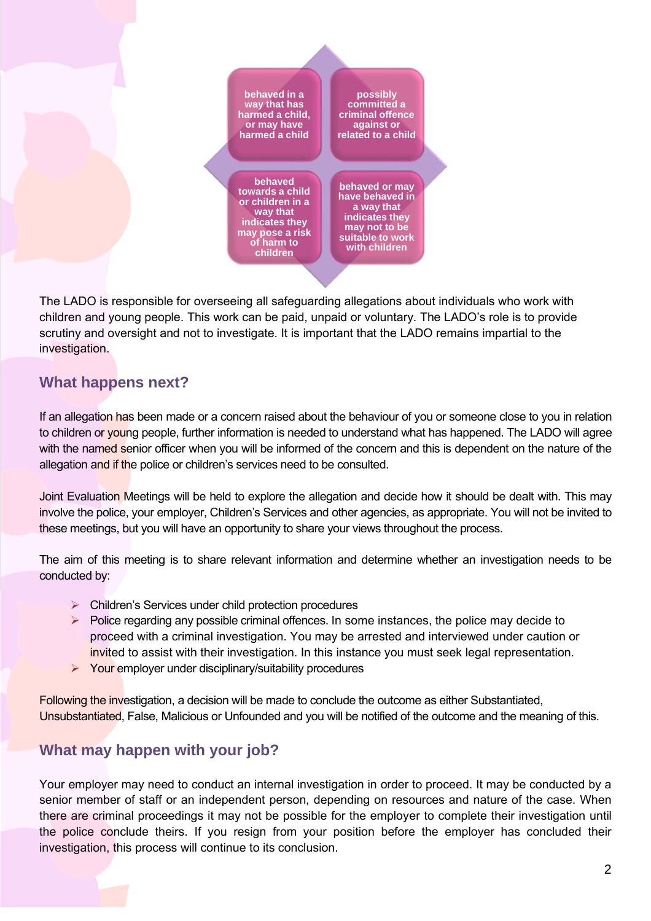- behaved in a way that has harmed a child, or may have harmed a child
- possibly committed a criminal offence against or related to a child
- behaved towards a child or children in a way that indicates they may pose a risk of harm to children
- behaved or may have behaved in a way that indicates they may not to be suitable to work with children

The LADO is responsible for overseeing all safeguarding allegations about individuals who work with children and young people. This work can be paid, unpaid or voluntary. The LADO's role is to provide scrutiny and oversight and not to investigate. It is important that the LADO remains impartial to the investigation.

## What happens next?

If an allegation has been made or a concern raised about the behaviour of you or someone close to you in relation to children or young people, further information is needed to understand what has happened. The LADO will agree with the named senior officer when you will be informed of the concern and this is dependent on the nature of the allegation and if the police or children's services need to be consulted.

Joint Evaluation Meetings will be held to explore the allegation and decide how it should be dealt with. This may involve the police, your employer, Children's Services and other agencies, as appropriate. You will not be invited to these meetings, but you will have an opportunity to share your views throughout the process.

The aim of this meeting is to share relevant information and determine whether an investigation needs to be conducted by:

- Children's Services under child protection procedures
- Police regarding any possible criminal offences. In some instances, the police may decide to proceed with a criminal investigation. You may be arrested and interviewed under caution or invited to assist with their investigation. In this instance you must seek legal representation.
- Your employer under disciplinary/suitability procedures

Following the investigation, a decision will be made to conclude the outcome as either Substantiated, Unsubstantiated, False, Malicious or Unfounded and you will be notified of the outcome and the meaning of this.

## What may happen with your job?

Your employer may need to conduct an internal investigation in order to proceed. It may be conducted by a senior member of staff or an independent person, depending on resources and nature of the case. When there are criminal proceedings it may not be possible for the employer to complete their investigation until the police conclude theirs. If you resign from your position before the employer has concluded their investigation, this process will continue to its conclusion.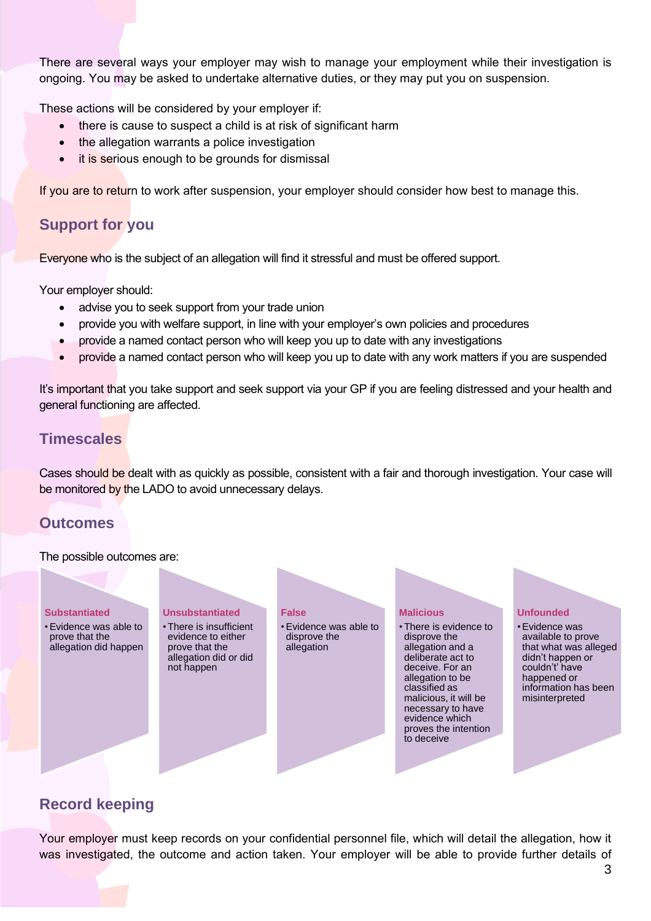There are several ways your employer may wish to manage your employment while their investigation is ongoing. You may be asked to undertake alternative duties, or they may put you on suspension.

These actions will be considered by your employer if:

- there is cause to suspect a child is at risk of significant harm
- the allegation warrants a police investigation
- it is serious enough to be grounds for dismissal

If you are to return to work after suspension, your employer should consider how best to manage this.

## Support for you

Everyone who is the subject of an allegation will find it stressful and must be offered support.

Your employer should:

- advise you to seek support from your trade union
- provide you with welfare support, in line with your employer's own policies and procedures
- provide a named contact person who will keep you up to date with any investigations
- provide a named contact person who will keep you up to date with any work matters if you are suspended

It's important that you take support and seek support via your GP if you are feeling distressed and your health and general functioning are affected.

## Timescales

Cases should be dealt with as quickly as possible, consistent with a fair and thorough investigation. Your case will be monitored by the LADO to avoid unnecessary delays.

## Outcomes

The possible outcomes are:

**Substantiated**
- Evidence was able to prove that the allegation did happen

**Unsubstantiated**
- There is insufficient evidence to either prove that the allegation did or did not happen

**False**
- Evidence was able to disprove the allegation

**Malicious**
- There is evidence to disprove the allegation and a deliberate act to deceive. For an allegation to be classified as malicious, it will be necessary to have evidence which proves the intention to deceive

**Unfounded**
- Evidence was available to prove that what was alleged didn't happen or couldn't' have happened or information has been misinterpreted

## Record keeping

Your employer must keep records on your confidential personnel file, which will detail the allegation, how it was investigated, the outcome and action taken. Your employer will be able to provide further details of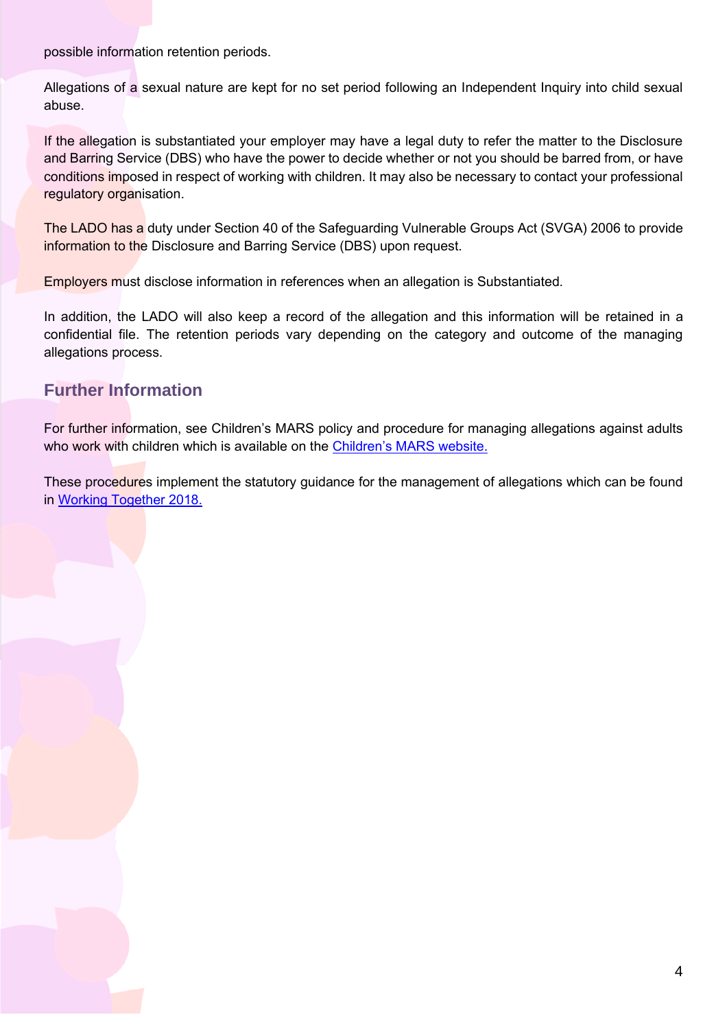possible information retention periods.

Allegations of a sexual nature are kept for no set period following an Independent Inquiry into child sexual abuse.

If the allegation is substantiated your employer may have a legal duty to refer the matter to the Disclosure and Barring Service (DBS) who have the power to decide whether or not you should be barred from, or have conditions imposed in respect of working with children. It may also be necessary to contact your professional regulatory organisation.

The LADO has a duty under Section 40 of the Safeguarding Vulnerable Groups Act (SVGA) 2006 to provide information to the Disclosure and Barring Service (DBS) upon request.

Employers must disclose information in references when an allegation is Substantiated.

In addition, the LADO will also keep a record of the allegation and this information will be retained in a confidential file. The retention periods vary depending on the category and outcome of the managing allegations process.

## Further Information

For further information, see Children's MARS policy and procedure for managing allegations against adults who work with children which is available on the Children's MARS website.

These procedures implement the statutory guidance for the management of allegations which can be found in Working Together 2018.